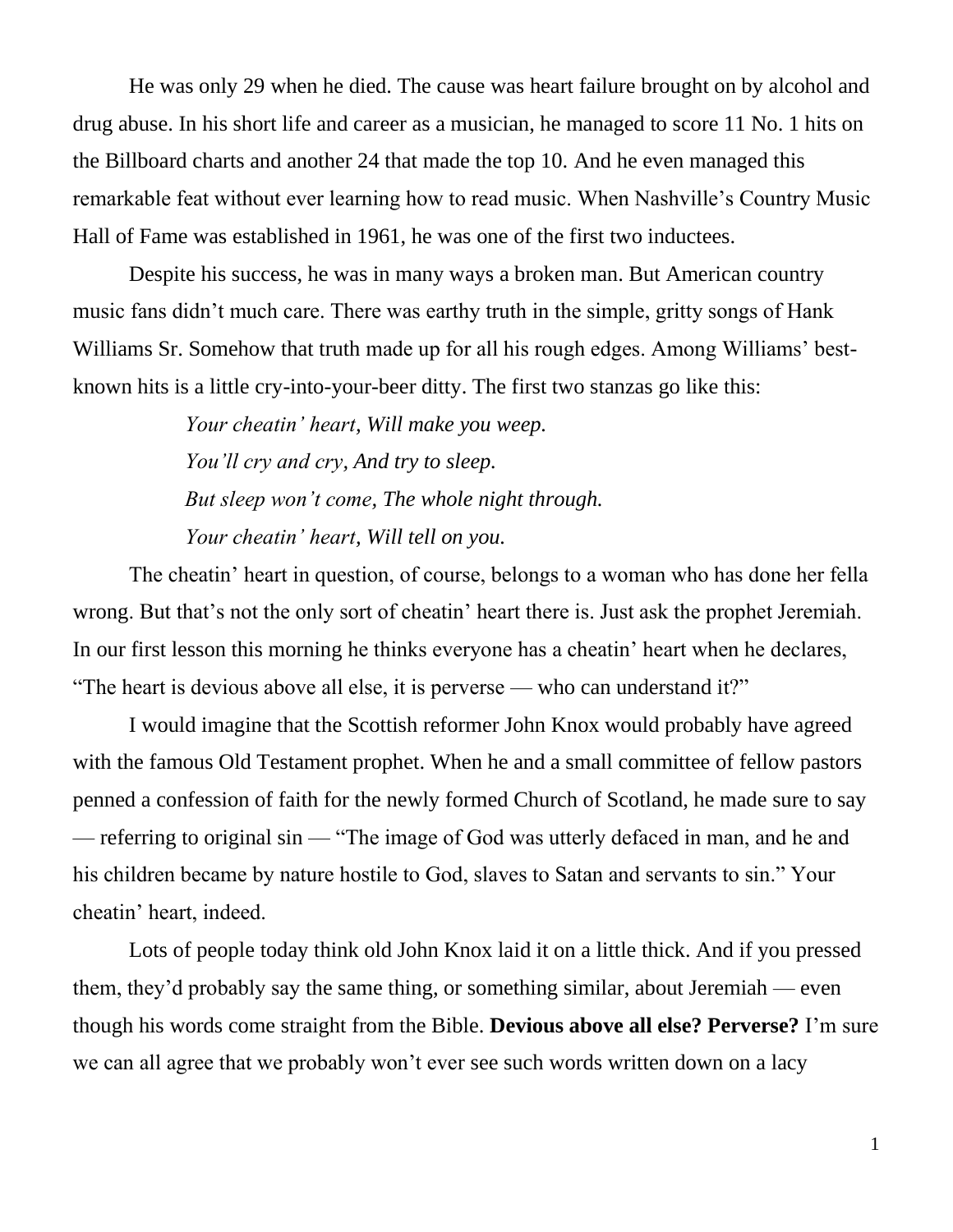He was only 29 when he died. The cause was heart failure brought on by alcohol and drug abuse. In his short life and career as a musician, he managed to score 11 No. 1 hits on the Billboard charts and another 24 that made the top 10. And he even managed this remarkable feat without ever learning how to read music. When Nashville's Country Music Hall of Fame was established in 1961, he was one of the first two inductees.

Despite his success, he was in many ways a broken man. But American country music fans didn't much care. There was earthy truth in the simple, gritty songs of Hank Williams Sr. Somehow that truth made up for all his rough edges. Among Williams' best-known hits is a little cry-into-your-beer ditty. The first two stanzas go like this:

> *Your cheatin' heart, Will make you weep.*
> *You'll cry and cry, And try to sleep.*
> *But sleep won't come, The whole night through.*
> *Your cheatin' heart, Will tell on you.*

The cheatin' heart in question, of course, belongs to a woman who has done her fella wrong. But that's not the only sort of cheatin' heart there is. Just ask the prophet Jeremiah. In our first lesson this morning he thinks everyone has a cheatin' heart when he declares, "The heart is devious above all else, it is perverse — who can understand it?"

I would imagine that the Scottish reformer John Knox would probably have agreed with the famous Old Testament prophet. When he and a small committee of fellow pastors penned a confession of faith for the newly formed Church of Scotland, he made sure to say — referring to original sin — "The image of God was utterly defaced in man, and he and his children became by nature hostile to God, slaves to Satan and servants to sin." Your cheatin' heart, indeed.

Lots of people today think old John Knox laid it on a little thick. And if you pressed them, they'd probably say the same thing, or something similar, about Jeremiah — even though his words come straight from the Bible. **Devious above all else? Perverse?** I'm sure we can all agree that we probably won't ever see such words written down on a lacy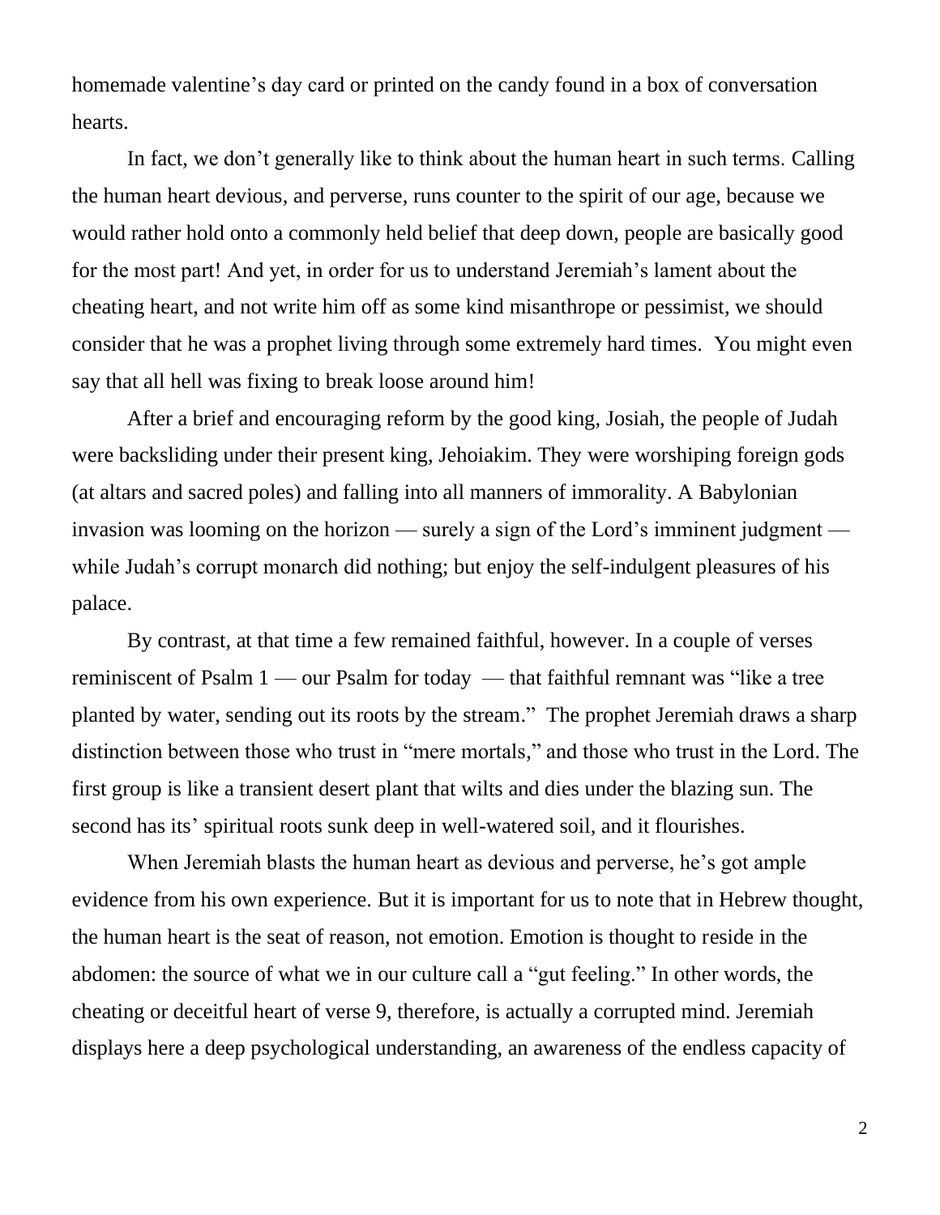homemade valentine's day card or printed on the candy found in a box of conversation hearts.

In fact, we don't generally like to think about the human heart in such terms. Calling the human heart devious, and perverse, runs counter to the spirit of our age, because we would rather hold onto a commonly held belief that deep down, people are basically good for the most part! And yet, in order for us to understand Jeremiah's lament about the cheating heart, and not write him off as some kind misanthrope or pessimist, we should consider that he was a prophet living through some extremely hard times. You might even say that all hell was fixing to break loose around him!

After a brief and encouraging reform by the good king, Josiah, the people of Judah were backsliding under their present king, Jehoiakim. They were worshiping foreign gods (at altars and sacred poles) and falling into all manners of immorality. A Babylonian invasion was looming on the horizon — surely a sign of the Lord's imminent judgment — while Judah's corrupt monarch did nothing; but enjoy the self-indulgent pleasures of his palace.

By contrast, at that time a few remained faithful, however. In a couple of verses reminiscent of Psalm 1 — our Psalm for today — that faithful remnant was "like a tree planted by water, sending out its roots by the stream." The prophet Jeremiah draws a sharp distinction between those who trust in "mere mortals," and those who trust in the Lord. The first group is like a transient desert plant that wilts and dies under the blazing sun. The second has its' spiritual roots sunk deep in well-watered soil, and it flourishes.

When Jeremiah blasts the human heart as devious and perverse, he's got ample evidence from his own experience. But it is important for us to note that in Hebrew thought, the human heart is the seat of reason, not emotion. Emotion is thought to reside in the abdomen: the source of what we in our culture call a "gut feeling." In other words, the cheating or deceitful heart of verse 9, therefore, is actually a corrupted mind. Jeremiah displays here a deep psychological understanding, an awareness of the endless capacity of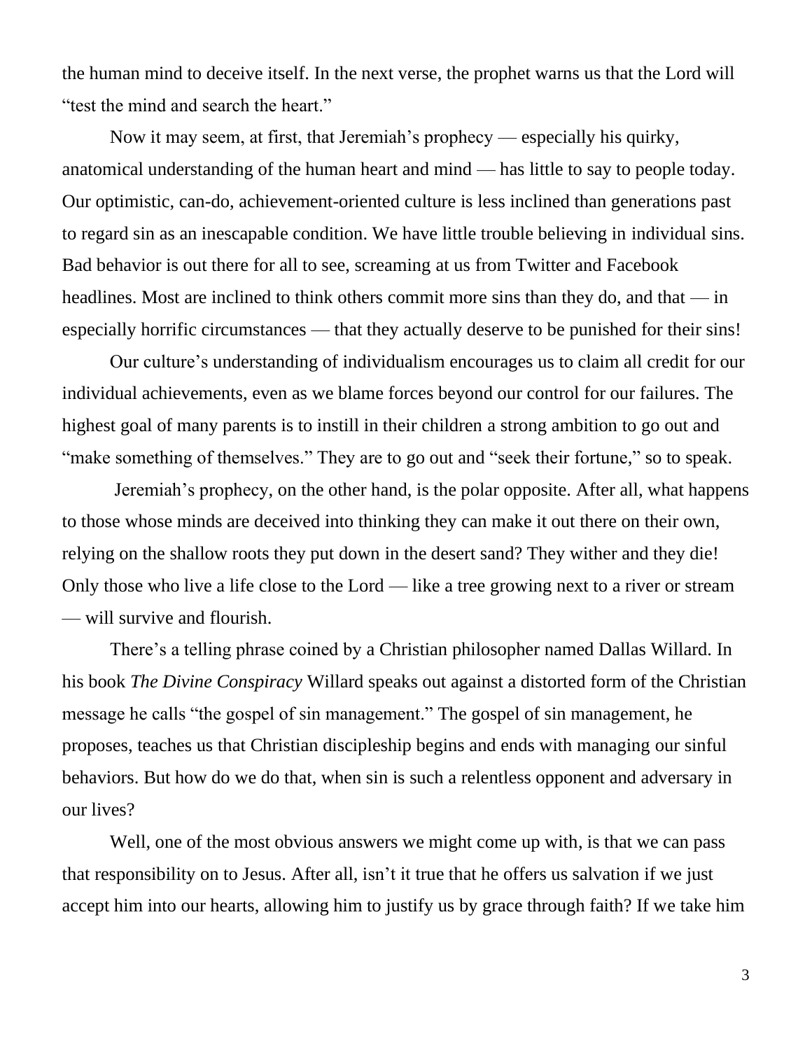the human mind to deceive itself. In the next verse, the prophet warns us that the Lord will "test the mind and search the heart."

Now it may seem, at first, that Jeremiah's prophecy — especially his quirky, anatomical understanding of the human heart and mind — has little to say to people today. Our optimistic, can-do, achievement-oriented culture is less inclined than generations past to regard sin as an inescapable condition. We have little trouble believing in individual sins. Bad behavior is out there for all to see, screaming at us from Twitter and Facebook headlines. Most are inclined to think others commit more sins than they do, and that — in especially horrific circumstances — that they actually deserve to be punished for their sins!

Our culture's understanding of individualism encourages us to claim all credit for our individual achievements, even as we blame forces beyond our control for our failures. The highest goal of many parents is to instill in their children a strong ambition to go out and "make something of themselves." They are to go out and "seek their fortune," so to speak.

Jeremiah's prophecy, on the other hand, is the polar opposite. After all, what happens to those whose minds are deceived into thinking they can make it out there on their own, relying on the shallow roots they put down in the desert sand? They wither and they die! Only those who live a life close to the Lord — like a tree growing next to a river or stream — will survive and flourish.

There's a telling phrase coined by a Christian philosopher named Dallas Willard. In his book *The Divine Conspiracy* Willard speaks out against a distorted form of the Christian message he calls "the gospel of sin management." The gospel of sin management, he proposes, teaches us that Christian discipleship begins and ends with managing our sinful behaviors. But how do we do that, when sin is such a relentless opponent and adversary in our lives?

Well, one of the most obvious answers we might come up with, is that we can pass that responsibility on to Jesus. After all, isn't it true that he offers us salvation if we just accept him into our hearts, allowing him to justify us by grace through faith? If we take him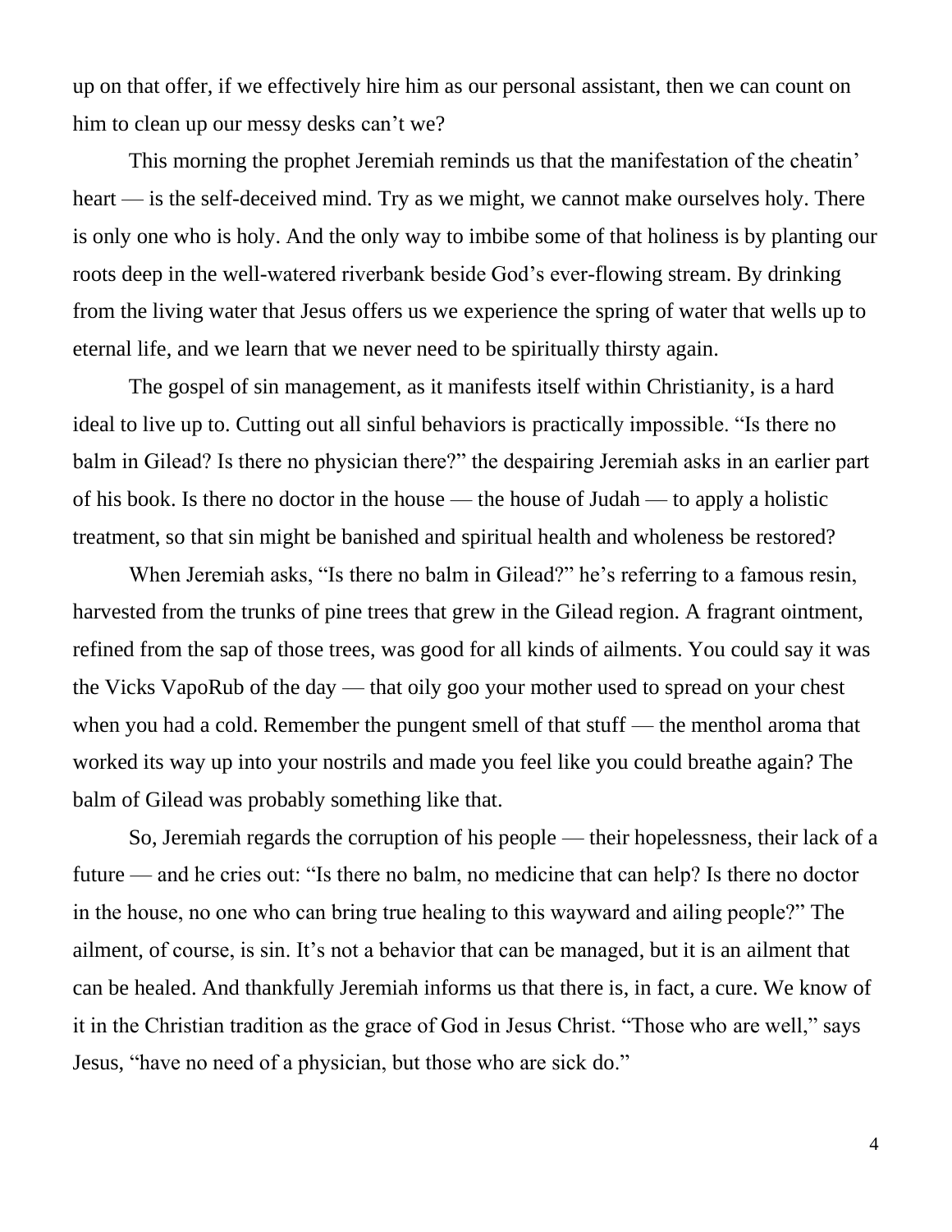up on that offer, if we effectively hire him as our personal assistant, then we can count on him to clean up our messy desks can't we?

This morning the prophet Jeremiah reminds us that the manifestation of the cheatin' heart — is the self-deceived mind. Try as we might, we cannot make ourselves holy. There is only one who is holy. And the only way to imbibe some of that holiness is by planting our roots deep in the well-watered riverbank beside God's ever-flowing stream. By drinking from the living water that Jesus offers us we experience the spring of water that wells up to eternal life, and we learn that we never need to be spiritually thirsty again.

The gospel of sin management, as it manifests itself within Christianity, is a hard ideal to live up to. Cutting out all sinful behaviors is practically impossible. "Is there no balm in Gilead? Is there no physician there?" the despairing Jeremiah asks in an earlier part of his book. Is there no doctor in the house — the house of Judah — to apply a holistic treatment, so that sin might be banished and spiritual health and wholeness be restored?

When Jeremiah asks, "Is there no balm in Gilead?" he's referring to a famous resin, harvested from the trunks of pine trees that grew in the Gilead region. A fragrant ointment, refined from the sap of those trees, was good for all kinds of ailments. You could say it was the Vicks VapoRub of the day — that oily goo your mother used to spread on your chest when you had a cold. Remember the pungent smell of that stuff — the menthol aroma that worked its way up into your nostrils and made you feel like you could breathe again? The balm of Gilead was probably something like that.

So, Jeremiah regards the corruption of his people — their hopelessness, their lack of a future — and he cries out: "Is there no balm, no medicine that can help? Is there no doctor in the house, no one who can bring true healing to this wayward and ailing people?" The ailment, of course, is sin. It's not a behavior that can be managed, but it is an ailment that can be healed. And thankfully Jeremiah informs us that there is, in fact, a cure. We know of it in the Christian tradition as the grace of God in Jesus Christ. "Those who are well," says Jesus, "have no need of a physician, but those who are sick do."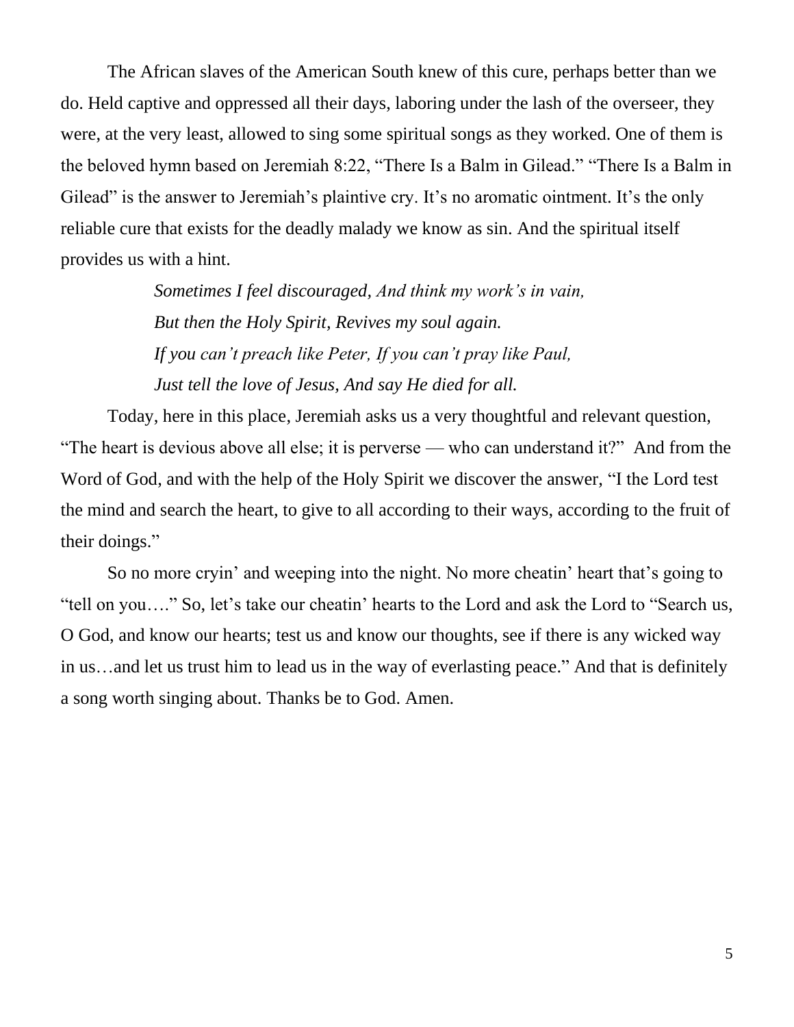The African slaves of the American South knew of this cure, perhaps better than we do. Held captive and oppressed all their days, laboring under the lash of the overseer, they were, at the very least, allowed to sing some spiritual songs as they worked. One of them is the beloved hymn based on Jeremiah 8:22, "There Is a Balm in Gilead." "There Is a Balm in Gilead" is the answer to Jeremiah's plaintive cry. It's no aromatic ointment. It's the only reliable cure that exists for the deadly malady we know as sin. And the spiritual itself provides us with a hint.

> *Sometimes I feel discouraged, And think my work's in vain,*
> *But then the Holy Spirit, Revives my soul again.*
> *If you can't preach like Peter, If you can't pray like Paul,*
> *Just tell the love of Jesus, And say He died for all.*

Today, here in this place, Jeremiah asks us a very thoughtful and relevant question, "The heart is devious above all else; it is perverse — who can understand it?" And from the Word of God, and with the help of the Holy Spirit we discover the answer, "I the Lord test the mind and search the heart, to give to all according to their ways, according to the fruit of their doings."

So no more cryin' and weeping into the night. No more cheatin' heart that's going to "tell on you…." So, let's take our cheatin' hearts to the Lord and ask the Lord to "Search us, O God, and know our hearts; test us and know our thoughts, see if there is any wicked way in us…and let us trust him to lead us in the way of everlasting peace." And that is definitely a song worth singing about. Thanks be to God. Amen.